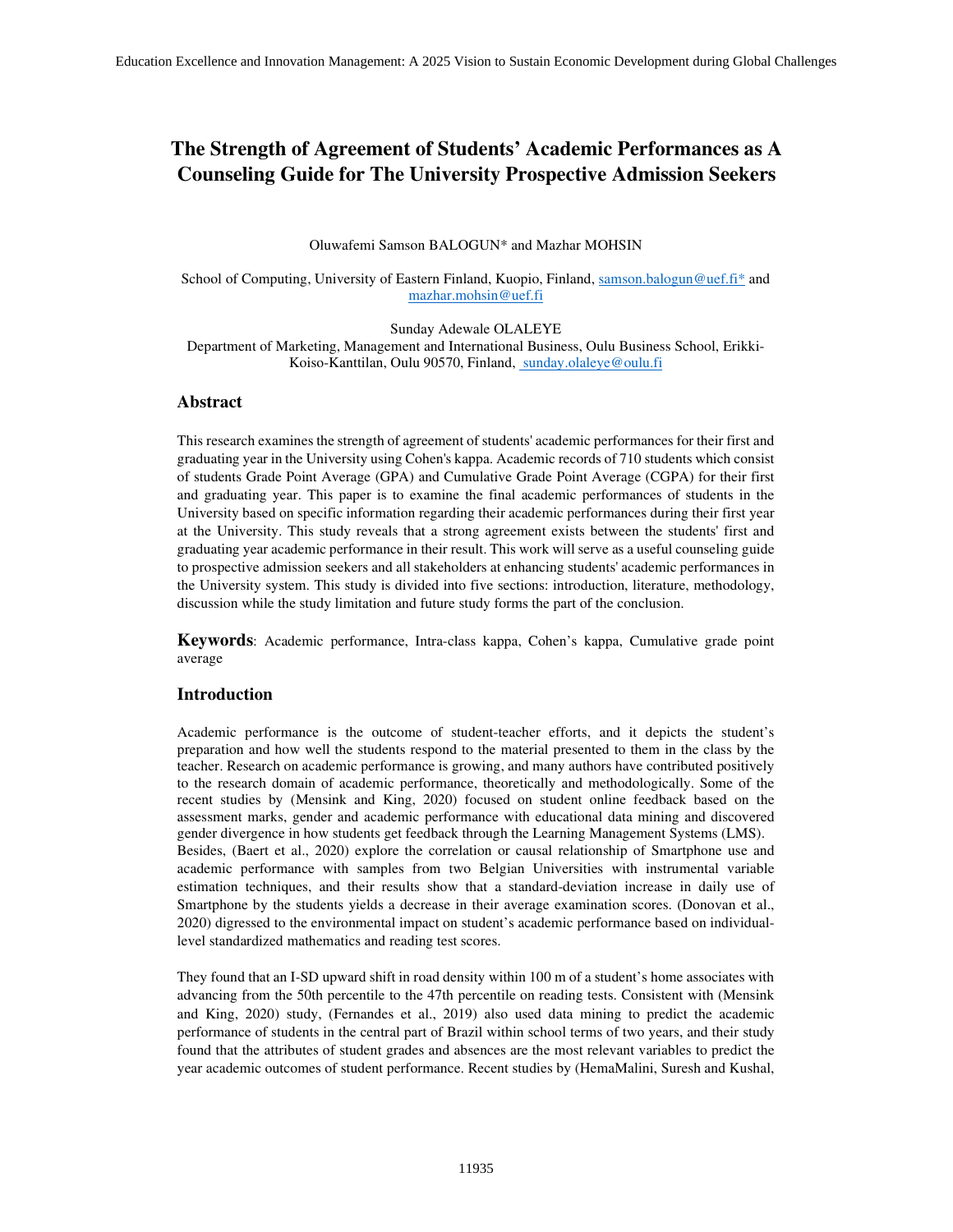# The Strength of Agreement of Students' Academic Performances as A Counseling Guide for The University Prospective Admission Seekers

Oluwafemi Samson BALOGUN* and Mazhar MOHSIN

School of Computing, University of Eastern Finland, Kuopio, Finland, samson.balogun@uef.fi* and mazhar.mohsin@uef.fi

Sunday Adewale OLALEYE
Department of Marketing, Management and International Business, Oulu Business School, Erikki-Koiso-Kanttilan, Oulu 90570, Finland, sunday.olaleye@oulu.fi

## Abstract

This research examines the strength of agreement of students' academic performances for their first and graduating year in the University using Cohen's kappa. Academic records of 710 students which consist of students Grade Point Average (GPA) and Cumulative Grade Point Average (CGPA) for their first and graduating year. This paper is to examine the final academic performances of students in the University based on specific information regarding their academic performances during their first year at the University. This study reveals that a strong agreement exists between the students' first and graduating year academic performance in their result. This work will serve as a useful counseling guide to prospective admission seekers and all stakeholders at enhancing students' academic performances in the University system. This study is divided into five sections: introduction, literature, methodology, discussion while the study limitation and future study forms the part of the conclusion.

**Keywords**: Academic performance, Intra-class kappa, Cohen's kappa, Cumulative grade point average

## Introduction

Academic performance is the outcome of student-teacher efforts, and it depicts the student's preparation and how well the students respond to the material presented to them in the class by the teacher. Research on academic performance is growing, and many authors have contributed positively to the research domain of academic performance, theoretically and methodologically. Some of the recent studies by (Mensink and King, 2020) focused on student online feedback based on the assessment marks, gender and academic performance with educational data mining and discovered gender divergence in how students get feedback through the Learning Management Systems (LMS). Besides, (Baert et al., 2020) explore the correlation or causal relationship of Smartphone use and academic performance with samples from two Belgian Universities with instrumental variable estimation techniques, and their results show that a standard-deviation increase in daily use of Smartphone by the students yields a decrease in their average examination scores. (Donovan et al., 2020) digressed to the environmental impact on student's academic performance based on individual-level standardized mathematics and reading test scores.

They found that an I-SD upward shift in road density within 100 m of a student's home associates with advancing from the 50th percentile to the 47th percentile on reading tests. Consistent with (Mensink and King, 2020) study, (Fernandes et al., 2019) also used data mining to predict the academic performance of students in the central part of Brazil within school terms of two years, and their study found that the attributes of student grades and absences are the most relevant variables to predict the year academic outcomes of student performance. Recent studies by (HemaMalini, Suresh and Kushal,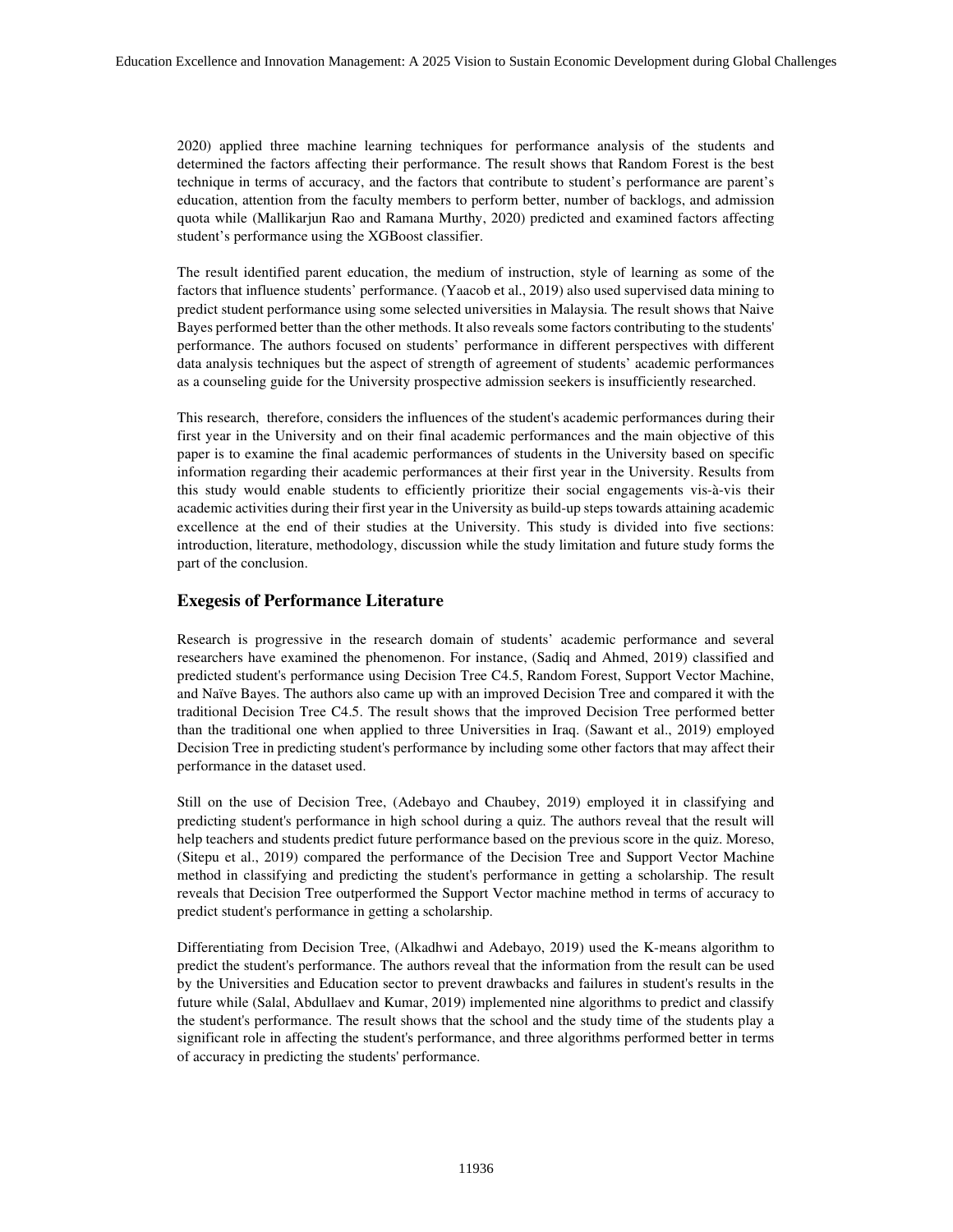2020) applied three machine learning techniques for performance analysis of the students and determined the factors affecting their performance. The result shows that Random Forest is the best technique in terms of accuracy, and the factors that contribute to student's performance are parent's education, attention from the faculty members to perform better, number of backlogs, and admission quota while (Mallikarjun Rao and Ramana Murthy, 2020) predicted and examined factors affecting student's performance using the XGBoost classifier.

The result identified parent education, the medium of instruction, style of learning as some of the factors that influence students' performance. (Yaacob et al., 2019) also used supervised data mining to predict student performance using some selected universities in Malaysia. The result shows that Naive Bayes performed better than the other methods. It also reveals some factors contributing to the students' performance. The authors focused on students' performance in different perspectives with different data analysis techniques but the aspect of strength of agreement of students' academic performances as a counseling guide for the University prospective admission seekers is insufficiently researched.

This research, therefore, considers the influences of the student's academic performances during their first year in the University and on their final academic performances and the main objective of this paper is to examine the final academic performances of students in the University based on specific information regarding their academic performances at their first year in the University. Results from this study would enable students to efficiently prioritize their social engagements vis-à-vis their academic activities during their first year in the University as build-up steps towards attaining academic excellence at the end of their studies at the University. This study is divided into five sections: introduction, literature, methodology, discussion while the study limitation and future study forms the part of the conclusion.

## Exegesis of Performance Literature

Research is progressive in the research domain of students' academic performance and several researchers have examined the phenomenon. For instance, (Sadiq and Ahmed, 2019) classified and predicted student's performance using Decision Tree C4.5, Random Forest, Support Vector Machine, and Naïve Bayes. The authors also came up with an improved Decision Tree and compared it with the traditional Decision Tree C4.5. The result shows that the improved Decision Tree performed better than the traditional one when applied to three Universities in Iraq. (Sawant et al., 2019) employed Decision Tree in predicting student's performance by including some other factors that may affect their performance in the dataset used.

Still on the use of Decision Tree, (Adebayo and Chaubey, 2019) employed it in classifying and predicting student's performance in high school during a quiz. The authors reveal that the result will help teachers and students predict future performance based on the previous score in the quiz. Moreso, (Sitepu et al., 2019) compared the performance of the Decision Tree and Support Vector Machine method in classifying and predicting the student's performance in getting a scholarship. The result reveals that Decision Tree outperformed the Support Vector machine method in terms of accuracy to predict student's performance in getting a scholarship.

Differentiating from Decision Tree, (Alkadhwi and Adebayo, 2019) used the K-means algorithm to predict the student's performance. The authors reveal that the information from the result can be used by the Universities and Education sector to prevent drawbacks and failures in student's results in the future while (Salal, Abdullaev and Kumar, 2019) implemented nine algorithms to predict and classify the student's performance. The result shows that the school and the study time of the students play a significant role in affecting the student's performance, and three algorithms performed better in terms of accuracy in predicting the students' performance.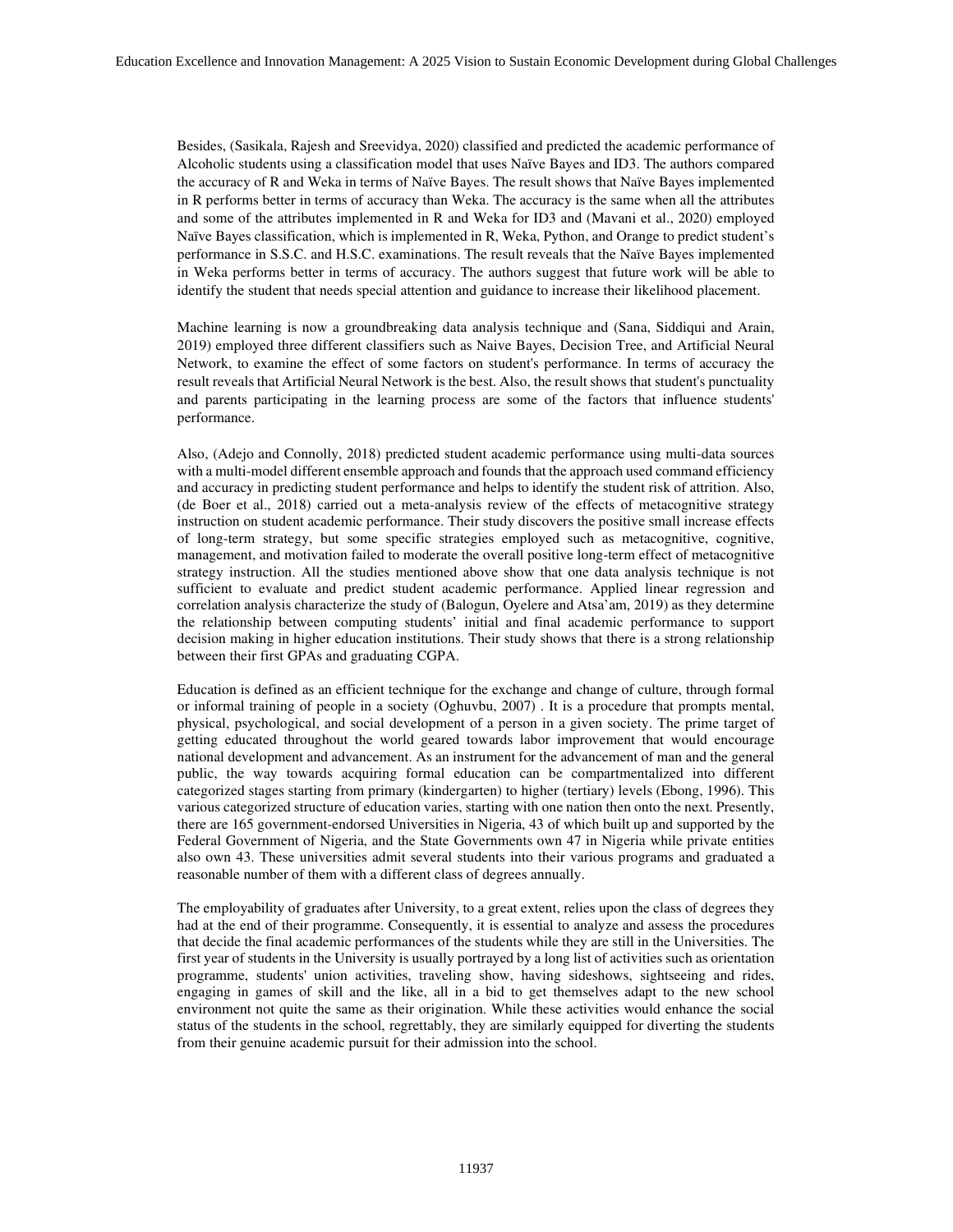Besides, (Sasikala, Rajesh and Sreevidya, 2020) classified and predicted the academic performance of Alcoholic students using a classification model that uses Naïve Bayes and ID3. The authors compared the accuracy of R and Weka in terms of Naïve Bayes. The result shows that Naïve Bayes implemented in R performs better in terms of accuracy than Weka. The accuracy is the same when all the attributes and some of the attributes implemented in R and Weka for ID3 and (Mavani et al., 2020) employed Naïve Bayes classification, which is implemented in R, Weka, Python, and Orange to predict student's performance in S.S.C. and H.S.C. examinations. The result reveals that the Naïve Bayes implemented in Weka performs better in terms of accuracy. The authors suggest that future work will be able to identify the student that needs special attention and guidance to increase their likelihood placement.

Machine learning is now a groundbreaking data analysis technique and (Sana, Siddiqui and Arain, 2019) employed three different classifiers such as Naive Bayes, Decision Tree, and Artificial Neural Network, to examine the effect of some factors on student's performance. In terms of accuracy the result reveals that Artificial Neural Network is the best. Also, the result shows that student's punctuality and parents participating in the learning process are some of the factors that influence students' performance.

Also, (Adejo and Connolly, 2018) predicted student academic performance using multi-data sources with a multi-model different ensemble approach and founds that the approach used command efficiency and accuracy in predicting student performance and helps to identify the student risk of attrition. Also, (de Boer et al., 2018) carried out a meta-analysis review of the effects of metacognitive strategy instruction on student academic performance. Their study discovers the positive small increase effects of long-term strategy, but some specific strategies employed such as metacognitive, cognitive, management, and motivation failed to moderate the overall positive long-term effect of metacognitive strategy instruction. All the studies mentioned above show that one data analysis technique is not sufficient to evaluate and predict student academic performance. Applied linear regression and correlation analysis characterize the study of (Balogun, Oyelere and Atsa'am, 2019) as they determine the relationship between computing students' initial and final academic performance to support decision making in higher education institutions. Their study shows that there is a strong relationship between their first GPAs and graduating CGPA.

Education is defined as an efficient technique for the exchange and change of culture, through formal or informal training of people in a society (Oghuvbu, 2007) . It is a procedure that prompts mental, physical, psychological, and social development of a person in a given society. The prime target of getting educated throughout the world geared towards labor improvement that would encourage national development and advancement. As an instrument for the advancement of man and the general public, the way towards acquiring formal education can be compartmentalized into different categorized stages starting from primary (kindergarten) to higher (tertiary) levels (Ebong, 1996). This various categorized structure of education varies, starting with one nation then onto the next. Presently, there are 165 government-endorsed Universities in Nigeria, 43 of which built up and supported by the Federal Government of Nigeria, and the State Governments own 47 in Nigeria while private entities also own 43. These universities admit several students into their various programs and graduated a reasonable number of them with a different class of degrees annually.

The employability of graduates after University, to a great extent, relies upon the class of degrees they had at the end of their programme. Consequently, it is essential to analyze and assess the procedures that decide the final academic performances of the students while they are still in the Universities. The first year of students in the University is usually portrayed by a long list of activities such as orientation programme, students' union activities, traveling show, having sideshows, sightseeing and rides, engaging in games of skill and the like, all in a bid to get themselves adapt to the new school environment not quite the same as their origination. While these activities would enhance the social status of the students in the school, regrettably, they are similarly equipped for diverting the students from their genuine academic pursuit for their admission into the school.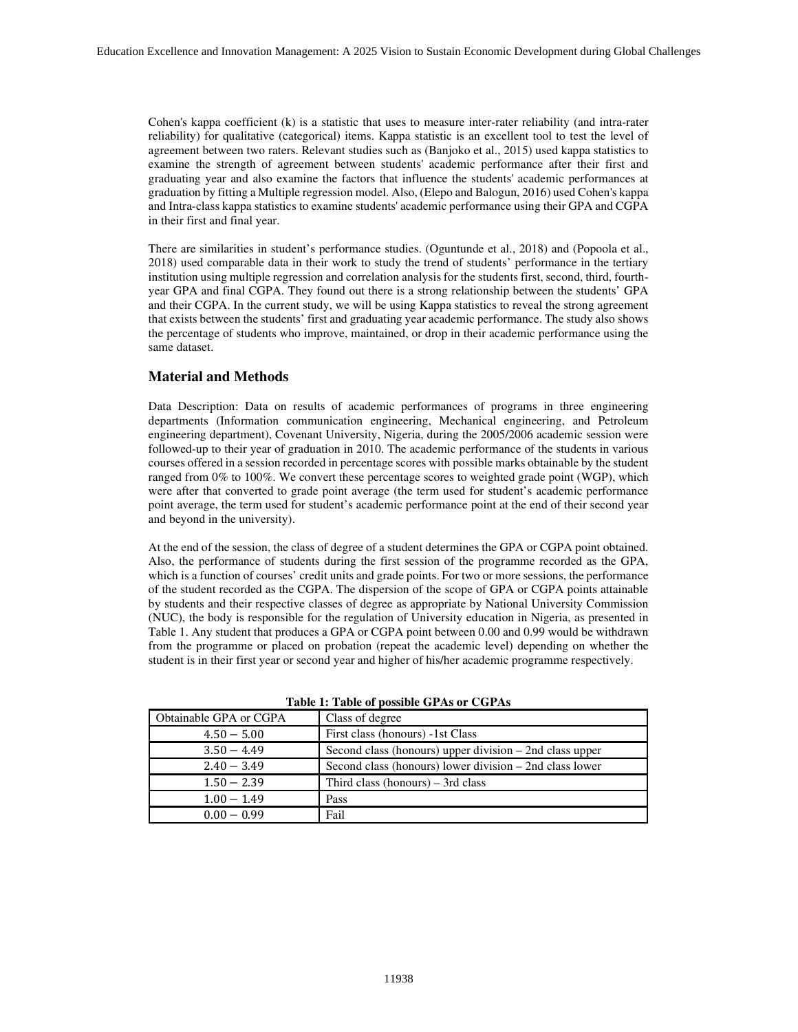Cohen's kappa coefficient (k) is a statistic that uses to measure inter-rater reliability (and intra-rater reliability) for qualitative (categorical) items. Kappa statistic is an excellent tool to test the level of agreement between two raters. Relevant studies such as (Banjoko et al., 2015) used kappa statistics to examine the strength of agreement between students' academic performance after their first and graduating year and also examine the factors that influence the students' academic performances at graduation by fitting a Multiple regression model. Also, (Elepo and Balogun, 2016) used Cohen's kappa and Intra-class kappa statistics to examine students' academic performance using their GPA and CGPA in their first and final year.

There are similarities in student's performance studies. (Oguntunde et al., 2018) and (Popoola et al., 2018) used comparable data in their work to study the trend of students' performance in the tertiary institution using multiple regression and correlation analysis for the students first, second, third, fourth-year GPA and final CGPA. They found out there is a strong relationship between the students' GPA and their CGPA. In the current study, we will be using Kappa statistics to reveal the strong agreement that exists between the students' first and graduating year academic performance. The study also shows the percentage of students who improve, maintained, or drop in their academic performance using the same dataset.

## Material and Methods

Data Description: Data on results of academic performances of programs in three engineering departments (Information communication engineering, Mechanical engineering, and Petroleum engineering department), Covenant University, Nigeria, during the 2005/2006 academic session were followed-up to their year of graduation in 2010. The academic performance of the students in various courses offered in a session recorded in percentage scores with possible marks obtainable by the student ranged from 0% to 100%. We convert these percentage scores to weighted grade point (WGP), which were after that converted to grade point average (the term used for student's academic performance point average, the term used for student's academic performance point at the end of their second year and beyond in the university).

At the end of the session, the class of degree of a student determines the GPA or CGPA point obtained. Also, the performance of students during the first session of the programme recorded as the GPA, which is a function of courses' credit units and grade points. For two or more sessions, the performance of the student recorded as the CGPA. The dispersion of the scope of GPA or CGPA points attainable by students and their respective classes of degree as appropriate by National University Commission (NUC), the body is responsible for the regulation of University education in Nigeria, as presented in Table 1. Any student that produces a GPA or CGPA point between 0.00 and 0.99 would be withdrawn from the programme or placed on probation (repeat the academic level) depending on whether the student is in their first year or second year and higher of his/her academic programme respectively.

**Table 1: Table of possible GPAs or CGPAs**

| Obtainable GPA or CGPA | Class of degree |
|---|---|
| $4.50 - 5.00$ | First class (honours) -1st Class |
| $3.50 - 4.49$ | Second class (honours) upper division – 2nd class upper |
| $2.40 - 3.49$ | Second class (honours) lower division – 2nd class lower |
| $1.50 - 2.39$ | Third class (honours) – 3rd class |
| $1.00 - 1.49$ | Pass |
| $0.00 - 0.99$ | Fail |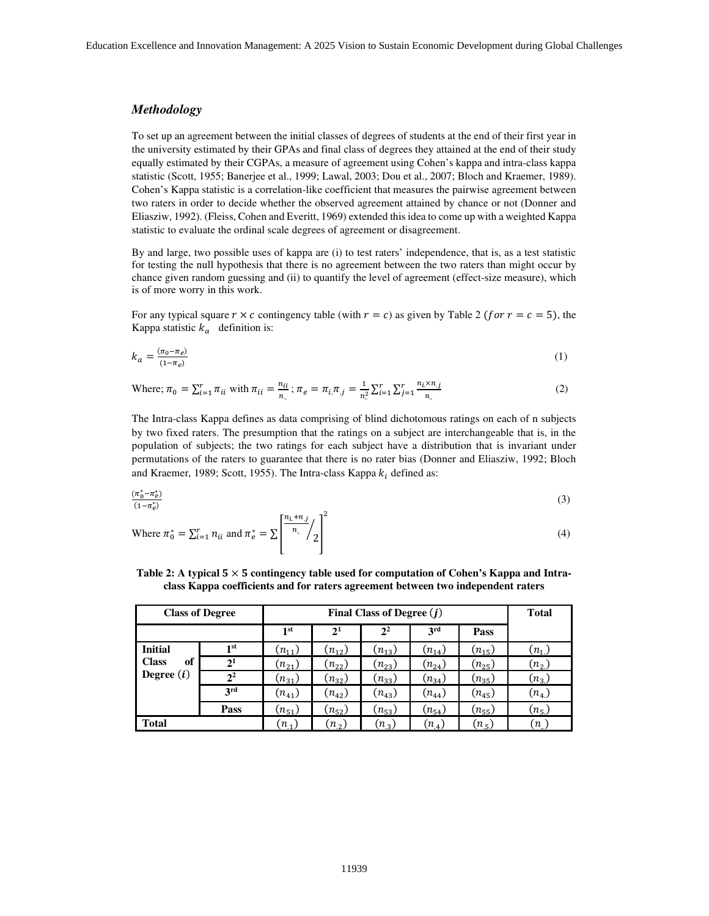### *Methodology*

To set up an agreement between the initial classes of degrees of students at the end of their first year in the university estimated by their GPAs and final class of degrees they attained at the end of their study equally estimated by their CGPAs, a measure of agreement using Cohen's kappa and intra-class kappa statistic (Scott, 1955; Banerjee et al., 1999; Lawal, 2003; Dou et al., 2007; Bloch and Kraemer, 1989). Cohen's Kappa statistic is a correlation-like coefficient that measures the pairwise agreement between two raters in order to decide whether the observed agreement attained by chance or not (Donner and Eliasziw, 1992). (Fleiss, Cohen and Everitt, 1969) extended this idea to come up with a weighted Kappa statistic to evaluate the ordinal scale degrees of agreement or disagreement.

By and large, two possible uses of kappa are (i) to test raters' independence, that is, as a test statistic for testing the null hypothesis that there is no agreement between the two raters than might occur by chance given random guessing and (ii) to quantify the level of agreement (effect-size measure), which is of more worry in this work.

For any typical square $r \times c$ contingency table (with $r = c$) as given by Table 2 ($for\ r = c = 5$), the Kappa statistic $k_a$ definition is:

$$k_a = \frac{(\pi_0 - \pi_e)}{(1 - \pi_e)} \tag{1}$$

$$\text{Where; } \pi_0 = \sum_{i=1}^{r} \pi_{ii} \text{ with } \pi_{ii} = \frac{n_{ii}}{n_{..}}\ ; \pi_e = \pi_{i.}\pi_{.j} = \frac{1}{n_{..}^2}\sum_{i=1}^{r}\sum_{j=1}^{r}\frac{n_{i.} \times n_{.j}}{n_{..}} \tag{2}$$

The Intra-class Kappa defines as data comprising of blind dichotomous ratings on each of n subjects by two fixed raters. The presumption that the ratings on a subject are interchangeable that is, in the population of subjects; the two ratings for each subject have a distribution that is invariant under permutations of the raters to guarantee that there is no rater bias (Donner and Eliasziw, 1992; Bloch and Kraemer, 1989; Scott, 1955). The Intra-class Kappa $k_i$ defined as:

$$\frac{(\pi_0^* - \pi_e^*)}{(1 - \pi_e^*)} \tag{3}$$

$$\text{Where } \pi_0^* = \sum_{i=1}^{r} n_{ii} \text{ and } \pi_e^* = \sum \left[ \frac{\frac{n_{i.} + n_{.j}}{n_{..}}}{2} \right]^2 \tag{4}$$

**Table 2: A typical $5 \times 5$ contingency table used for computation of Cohen's Kappa and Intra-class Kappa coefficients and for raters agreement between two independent raters**

| **Class of Degree** | | **Final Class of Degree ($j$)** | | | | | **Total** |
|---|---|---|---|---|---|---|---|
| | | **1st** | **2[1]** | **2[2]** | **3rd** | **Pass** | |
| **Initial Class of Degree ($i$)** | **1st** | $(n_{11})$ | $(n_{12})$ | $(n_{13})$ | $(n_{14})$ | $(n_{15})$ | $(n_{1.})$ |
| | **2[1]** | $(n_{21})$ | $(n_{22})$ | $(n_{23})$ | $(n_{24})$ | $(n_{25})$ | $(n_{2.})$ |
| | **2[2]** | $(n_{31})$ | $(n_{32})$ | $(n_{33})$ | $(n_{34})$ | $(n_{35})$ | $(n_{3.})$ |
| | **3rd** | $(n_{41})$ | $(n_{42})$ | $(n_{43})$ | $(n_{44})$ | $(n_{45})$ | $(n_{4.})$ |
| | **Pass** | $(n_{51})$ | $(n_{52})$ | $(n_{53})$ | $(n_{54})$ | $(n_{55})$ | $(n_{5.})$ |
| **Total** | | $(n_{.1})$ | $(n_{.2})$ | $(n_{.3})$ | $(n_{.4})$ | $(n_{.5})$ | $(n_{..})$ |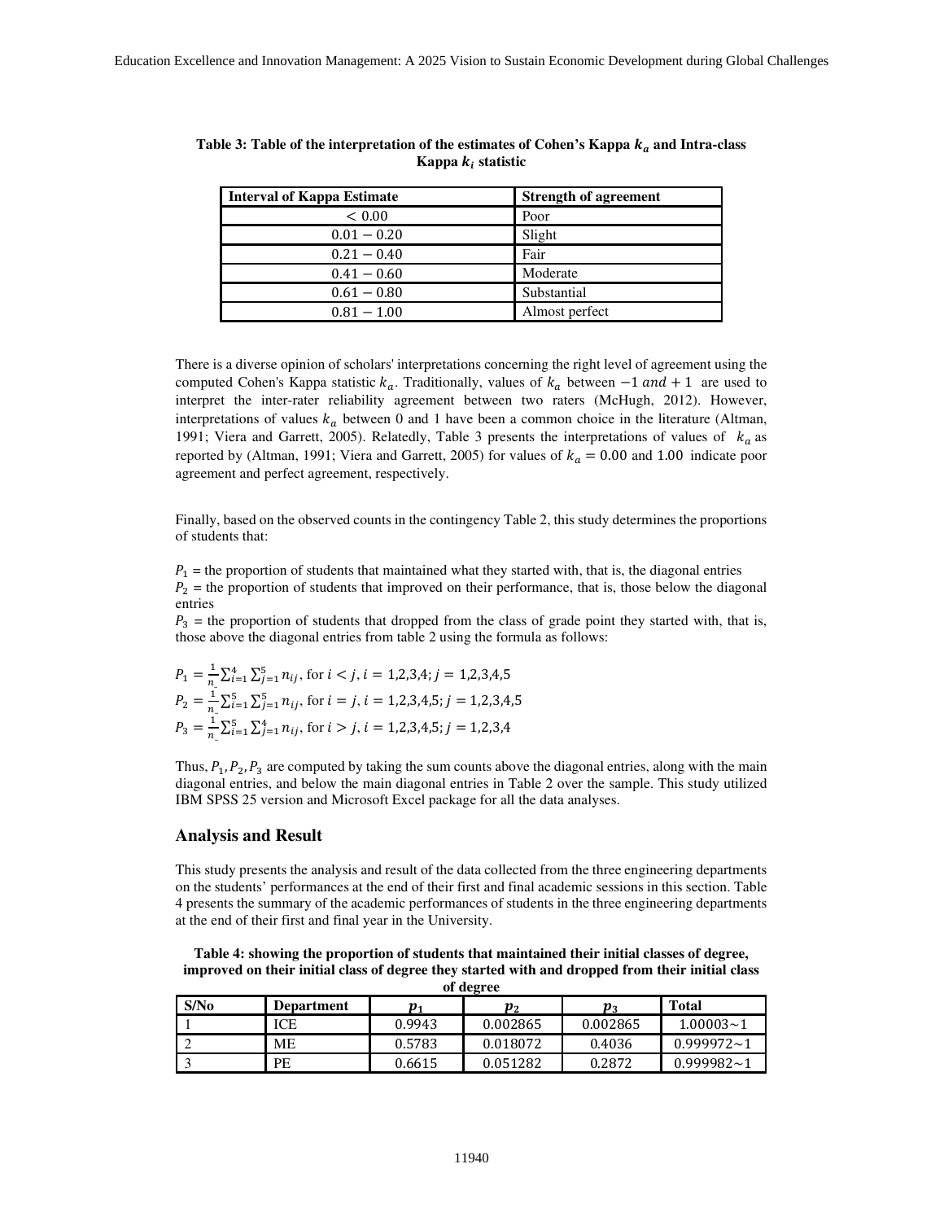**Table 3: Table of the interpretation of the estimates of Cohen's Kappa $k_a$ and Intra-class Kappa $k_i$ statistic**

| Interval of Kappa Estimate | Strength of agreement |
|---|---|
| $< 0.00$ | Poor |
| $0.01 - 0.20$ | Slight |
| $0.21 - 0.40$ | Fair |
| $0.41 - 0.60$ | Moderate |
| $0.61 - 0.80$ | Substantial |
| $0.81 - 1.00$ | Almost perfect |

There is a diverse opinion of scholars' interpretations concerning the right level of agreement using the computed Cohen's Kappa statistic $k_a$. Traditionally, values of $k_a$ between $-1$ *and* $+1$ are used to interpret the inter-rater reliability agreement between two raters (McHugh, 2012). However, interpretations of values $k_a$ between 0 and 1 have been a common choice in the literature (Altman, 1991; Viera and Garrett, 2005). Relatedly, Table 3 presents the interpretations of values of $k_a$ as reported by (Altman, 1991; Viera and Garrett, 2005) for values of $k_a = 0.00$ and $1.00$ indicate poor agreement and perfect agreement, respectively.

Finally, based on the observed counts in the contingency Table 2, this study determines the proportions of students that:

$P_1$ = the proportion of students that maintained what they started with, that is, the diagonal entries
$P_2$ = the proportion of students that improved on their performance, that is, those below the diagonal entries
$P_3$ = the proportion of students that dropped from the class of grade point they started with, that is, those above the diagonal entries from table 2 using the formula as follows:

$P_1 = \frac{1}{n_{\_}} \sum_{i=1}^{4} \sum_{j=1}^{5} n_{ij}$, for $i < j, i = 1,2,3,4; j = 1,2,3,4,5$
$P_2 = \frac{1}{n_{\_}} \sum_{i=1}^{5} \sum_{j=1}^{5} n_{ij}$, for $i = j, i = 1,2,3,4,5; j = 1,2,3,4,5$
$P_3 = \frac{1}{n_{\_}} \sum_{i=1}^{5} \sum_{j=1}^{4} n_{ij}$, for $i > j, i = 1,2,3,4,5; j = 1,2,3,4$

Thus, $P_1, P_2, P_3$ are computed by taking the sum counts above the diagonal entries, along with the main diagonal entries, and below the main diagonal entries in Table 2 over the sample. This study utilized IBM SPSS 25 version and Microsoft Excel package for all the data analyses.

## Analysis and Result

This study presents the analysis and result of the data collected from the three engineering departments on the students' performances at the end of their first and final academic sessions in this section. Table 4 presents the summary of the academic performances of students in the three engineering departments at the end of their first and final year in the University.

**Table 4: showing the proportion of students that maintained their initial classes of degree, improved on their initial class of degree they started with and dropped from their initial class of degree**

| S/No | Department | $p_1$ | $p_2$ | $p_3$ | Total |
|---|---|---|---|---|---|
| 1 | ICE | 0.9943 | 0.002865 | 0.002865 | $1.00003 \sim 1$ |
| 2 | ME | 0.5783 | 0.018072 | 0.4036 | $0.999972 \sim 1$ |
| 3 | PE | 0.6615 | 0.051282 | 0.2872 | $0.999982 \sim 1$ |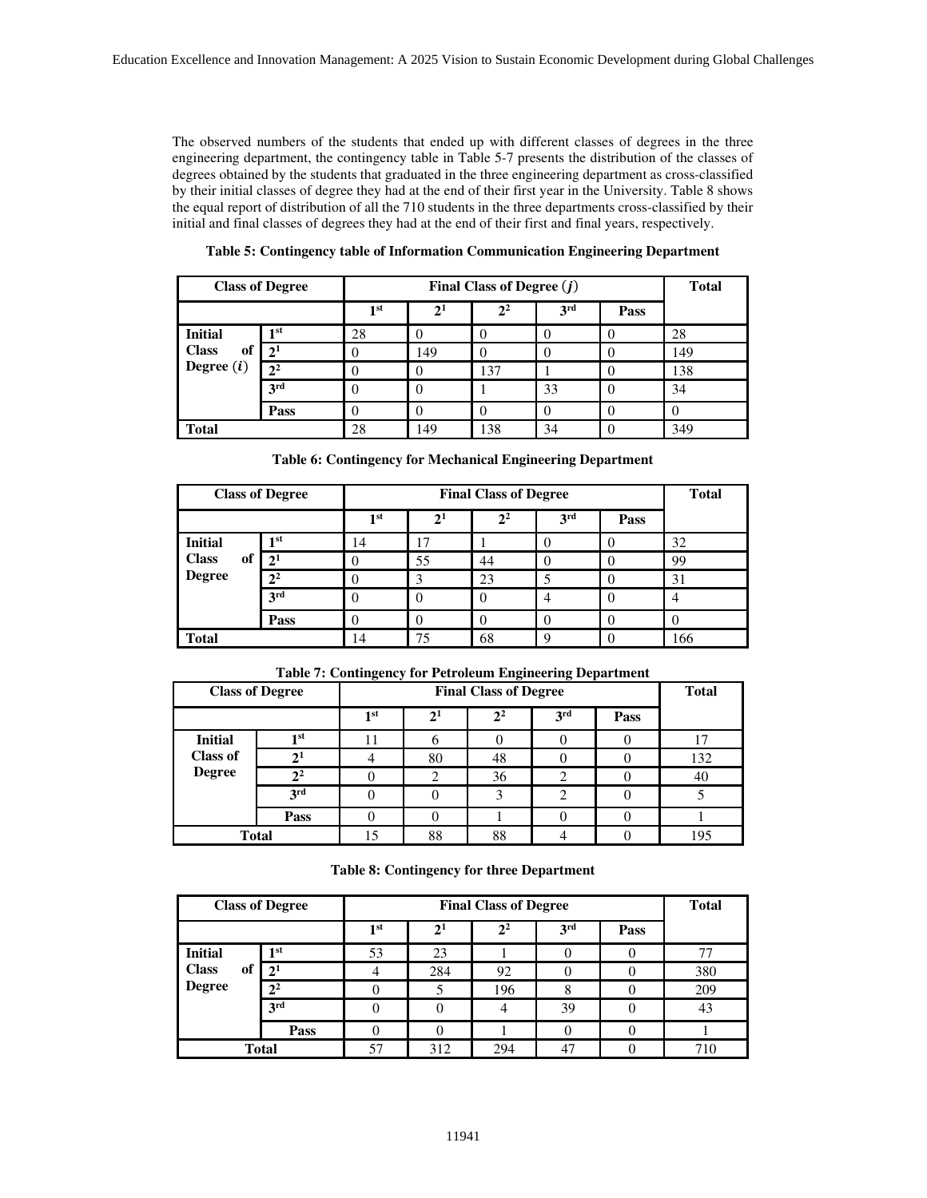The observed numbers of the students that ended up with different classes of degrees in the three engineering department, the contingency table in Table 5-7 presents the distribution of the classes of degrees obtained by the students that graduated in the three engineering department as cross-classified by their initial classes of degree they had at the end of their first year in the University. Table 8 shows the equal report of distribution of all the 710 students in the three departments cross-classified by their initial and final classes of degrees they had at the end of their first and final years, respectively.

**Table 5: Contingency table of Information Communication Engineering Department**

| Class of Degree | | Final Class of Degree ($j$) | | | | | Total |
|---|---|---|---|---|---|---|---|
| | | 1st | $2^1$ | $2^2$ | 3rd | Pass | |
| Initial Class of Degree ($i$) | 1st | 28 | 0 | 0 | 0 | 0 | 28 |
| | $2^1$ | 0 | 149 | 0 | 0 | 0 | 149 |
| | $2^2$ | 0 | 0 | 137 | 1 | 0 | 138 |
| | 3rd | 0 | 0 | 1 | 33 | 0 | 34 |
| | Pass | 0 | 0 | 0 | 0 | 0 | 0 |
| Total | | 28 | 149 | 138 | 34 | 0 | 349 |

**Table 6: Contingency for Mechanical Engineering Department**

| Class of Degree | | Final Class of Degree | | | | | Total |
|---|---|---|---|---|---|---|---|
| | | 1st | $2^1$ | $2^2$ | 3rd | Pass | |
| Initial Class of Degree | 1st | 14 | 17 | 1 | 0 | 0 | 32 |
| | $2^1$ | 0 | 55 | 44 | 0 | 0 | 99 |
| | $2^2$ | 0 | 3 | 23 | 5 | 0 | 31 |
| | 3rd | 0 | 0 | 0 | 4 | 0 | 4 |
| | Pass | 0 | 0 | 0 | 0 | 0 | 0 |
| Total | | 14 | 75 | 68 | 9 | 0 | 166 |

**Table 7: Contingency for Petroleum Engineering Department**

| Class of Degree | | Final Class of Degree | | | | | Total |
|---|---|---|---|---|---|---|---|
| | | 1st | $2^1$ | $2^2$ | 3rd | Pass | |
| Initial Class of Degree | 1st | 11 | 6 | 0 | 0 | 0 | 17 |
| | $2^1$ | 4 | 80 | 48 | 0 | 0 | 132 |
| | $2^2$ | 0 | 2 | 36 | 2 | 0 | 40 |
| | 3rd | 0 | 0 | 3 | 2 | 0 | 5 |
| | Pass | 0 | 0 | 1 | 0 | 0 | 1 |
| Total | | 15 | 88 | 88 | 4 | 0 | 195 |

**Table 8: Contingency for three Department**

| Class of Degree | | Final Class of Degree | | | | | Total |
|---|---|---|---|---|---|---|---|
| | | 1st | $2^1$ | $2^2$ | 3rd | Pass | |
| Initial Class of Degree | 1st | 53 | 23 | 1 | 0 | 0 | 77 |
| | $2^1$ | 4 | 284 | 92 | 0 | 0 | 380 |
| | $2^2$ | 0 | 5 | 196 | 8 | 0 | 209 |
| | 3rd | 0 | 0 | 4 | 39 | 0 | 43 |
| | Pass | 0 | 0 | 1 | 0 | 0 | 1 |
| Total | | 57 | 312 | 294 | 47 | 0 | 710 |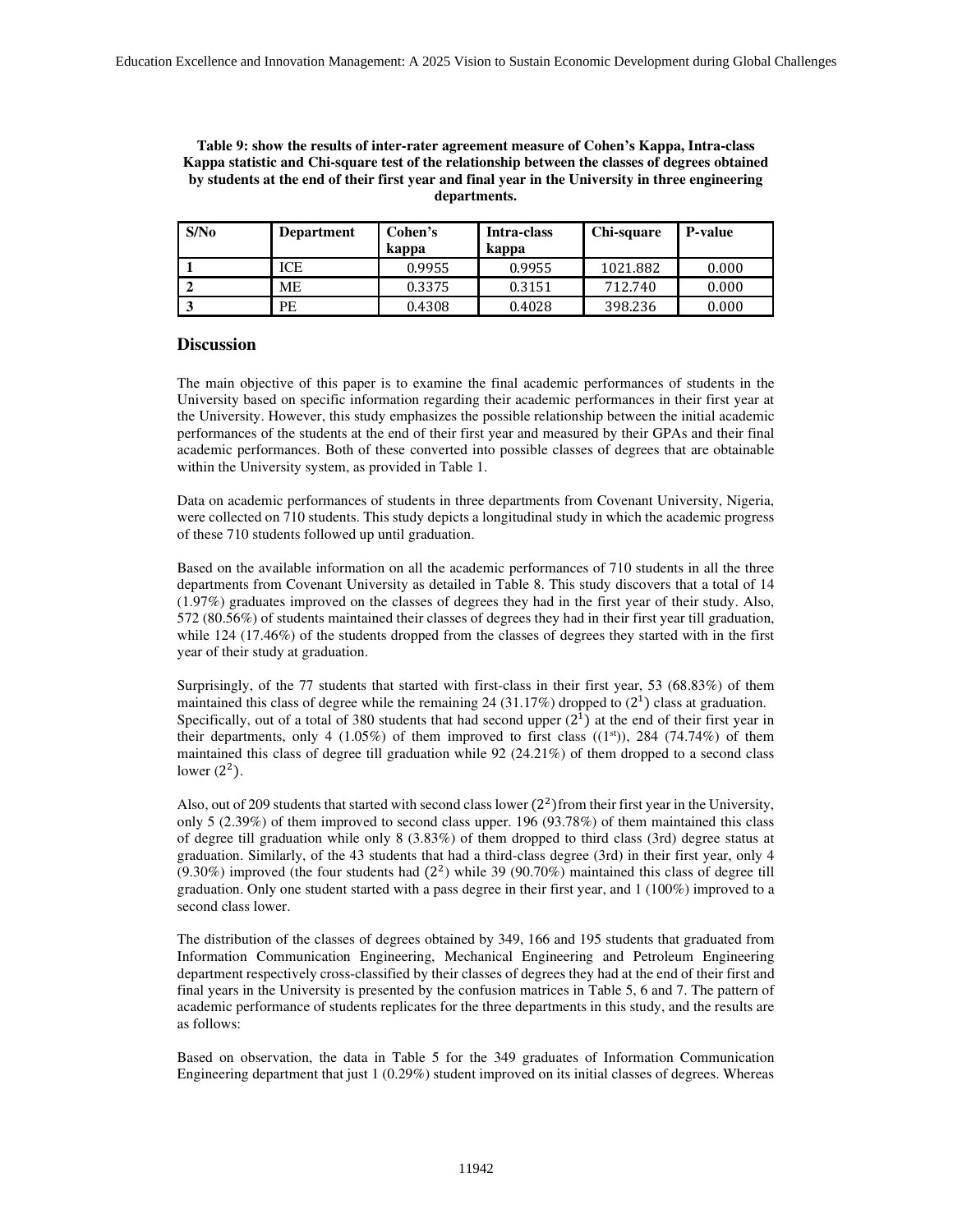**Table 9: show the results of inter-rater agreement measure of Cohen's Kappa, Intra-class Kappa statistic and Chi-square test of the relationship between the classes of degrees obtained by students at the end of their first year and final year in the University in three engineering departments.**

| S/No | Department | Cohen's kappa | Intra-class kappa | Chi-square | P-value |
|---|---|---|---|---|---|
| 1 | ICE | 0.9955 | 0.9955 | 1021.882 | 0.000 |
| 2 | ME | 0.3375 | 0.3151 | 712.740 | 0.000 |
| 3 | PE | 0.4308 | 0.4028 | 398.236 | 0.000 |

## Discussion

The main objective of this paper is to examine the final academic performances of students in the University based on specific information regarding their academic performances in their first year at the University. However, this study emphasizes the possible relationship between the initial academic performances of the students at the end of their first year and measured by their GPAs and their final academic performances. Both of these converted into possible classes of degrees that are obtainable within the University system, as provided in Table 1.

Data on academic performances of students in three departments from Covenant University, Nigeria, were collected on 710 students. This study depicts a longitudinal study in which the academic progress of these 710 students followed up until graduation.

Based on the available information on all the academic performances of 710 students in all the three departments from Covenant University as detailed in Table 8. This study discovers that a total of 14 (1.97%) graduates improved on the classes of degrees they had in the first year of their study. Also, 572 (80.56%) of students maintained their classes of degrees they had in their first year till graduation, while 124 (17.46%) of the students dropped from the classes of degrees they started with in the first year of their study at graduation.

Surprisingly, of the 77 students that started with first-class in their first year, 53 (68.83%) of them maintained this class of degree while the remaining 24 (31.17%) dropped to $(2^1)$ class at graduation. Specifically, out of a total of 380 students that had second upper $(2^1)$ at the end of their first year in their departments, only 4 (1.05%) of them improved to first class ((1st)), 284 (74.74%) of them maintained this class of degree till graduation while 92 (24.21%) of them dropped to a second class lower $(2^2)$.

Also, out of 209 students that started with second class lower $(2^2)$ from their first year in the University, only 5 (2.39%) of them improved to second class upper. 196 (93.78%) of them maintained this class of degree till graduation while only 8 (3.83%) of them dropped to third class (3rd) degree status at graduation. Similarly, of the 43 students that had a third-class degree (3rd) in their first year, only 4 (9.30%) improved (the four students had $(2^2)$ while 39 (90.70%) maintained this class of degree till graduation. Only one student started with a pass degree in their first year, and 1 (100%) improved to a second class lower.

The distribution of the classes of degrees obtained by 349, 166 and 195 students that graduated from Information Communication Engineering, Mechanical Engineering and Petroleum Engineering department respectively cross-classified by their classes of degrees they had at the end of their first and final years in the University is presented by the confusion matrices in Table 5, 6 and 7. The pattern of academic performance of students replicates for the three departments in this study, and the results are as follows:

Based on observation, the data in Table 5 for the 349 graduates of Information Communication Engineering department that just 1 (0.29%) student improved on its initial classes of degrees. Whereas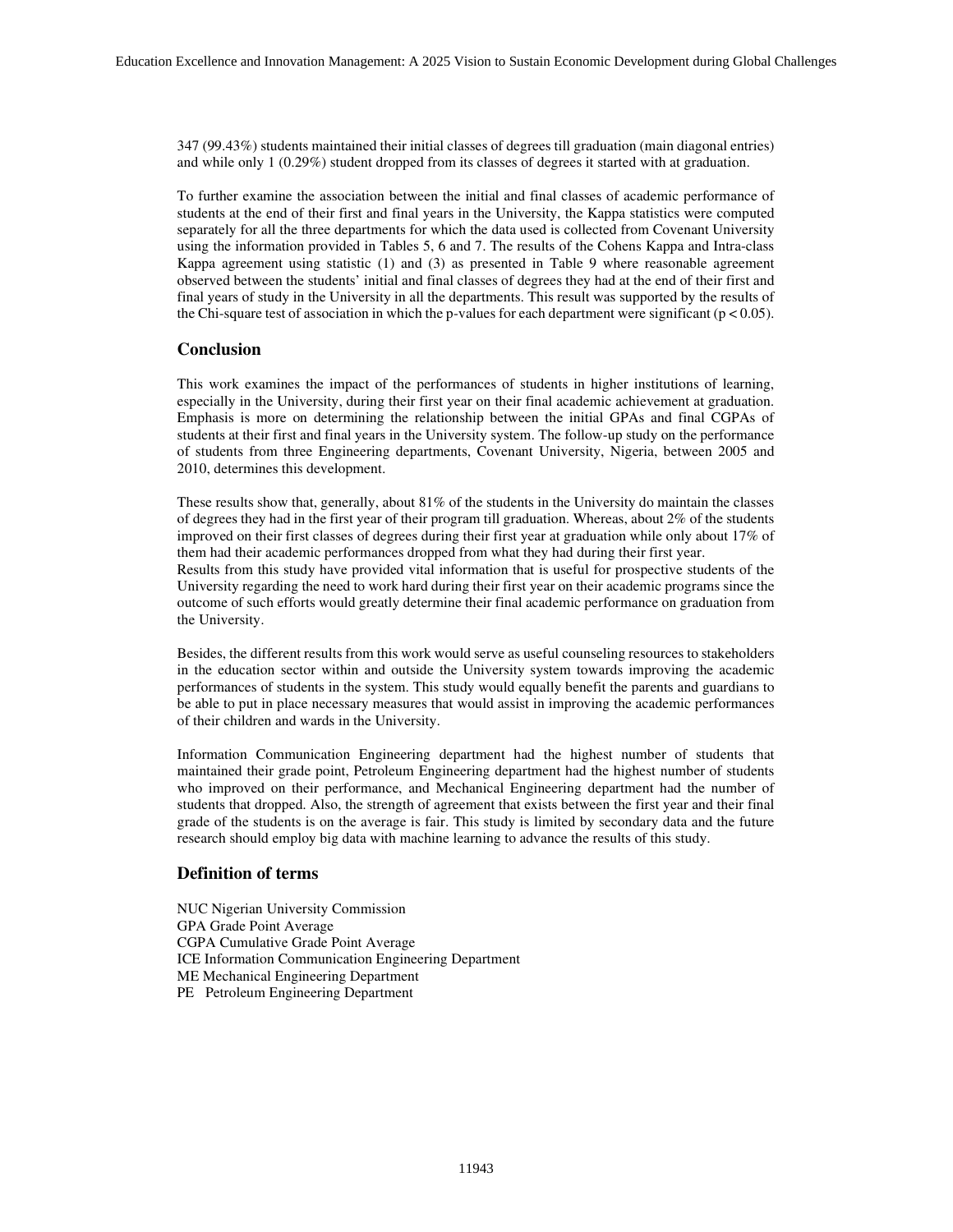347 (99.43%) students maintained their initial classes of degrees till graduation (main diagonal entries) and while only 1 (0.29%) student dropped from its classes of degrees it started with at graduation.

To further examine the association between the initial and final classes of academic performance of students at the end of their first and final years in the University, the Kappa statistics were computed separately for all the three departments for which the data used is collected from Covenant University using the information provided in Tables 5, 6 and 7. The results of the Cohens Kappa and Intra-class Kappa agreement using statistic (1) and (3) as presented in Table 9 where reasonable agreement observed between the students' initial and final classes of degrees they had at the end of their first and final years of study in the University in all the departments. This result was supported by the results of the Chi-square test of association in which the p-values for each department were significant ($p < 0.05$).

## Conclusion

This work examines the impact of the performances of students in higher institutions of learning, especially in the University, during their first year on their final academic achievement at graduation. Emphasis is more on determining the relationship between the initial GPAs and final CGPAs of students at their first and final years in the University system. The follow-up study on the performance of students from three Engineering departments, Covenant University, Nigeria, between 2005 and 2010, determines this development.

These results show that, generally, about 81% of the students in the University do maintain the classes of degrees they had in the first year of their program till graduation. Whereas, about 2% of the students improved on their first classes of degrees during their first year at graduation while only about 17% of them had their academic performances dropped from what they had during their first year.
Results from this study have provided vital information that is useful for prospective students of the University regarding the need to work hard during their first year on their academic programs since the outcome of such efforts would greatly determine their final academic performance on graduation from the University.

Besides, the different results from this work would serve as useful counseling resources to stakeholders in the education sector within and outside the University system towards improving the academic performances of students in the system. This study would equally benefit the parents and guardians to be able to put in place necessary measures that would assist in improving the academic performances of their children and wards in the University.

Information Communication Engineering department had the highest number of students that maintained their grade point, Petroleum Engineering department had the highest number of students who improved on their performance, and Mechanical Engineering department had the number of students that dropped. Also, the strength of agreement that exists between the first year and their final grade of the students is on the average is fair. This study is limited by secondary data and the future research should employ big data with machine learning to advance the results of this study.

## Definition of terms

NUC Nigerian University Commission
GPA Grade Point Average
CGPA Cumulative Grade Point Average
ICE Information Communication Engineering Department
ME Mechanical Engineering Department
PE Petroleum Engineering Department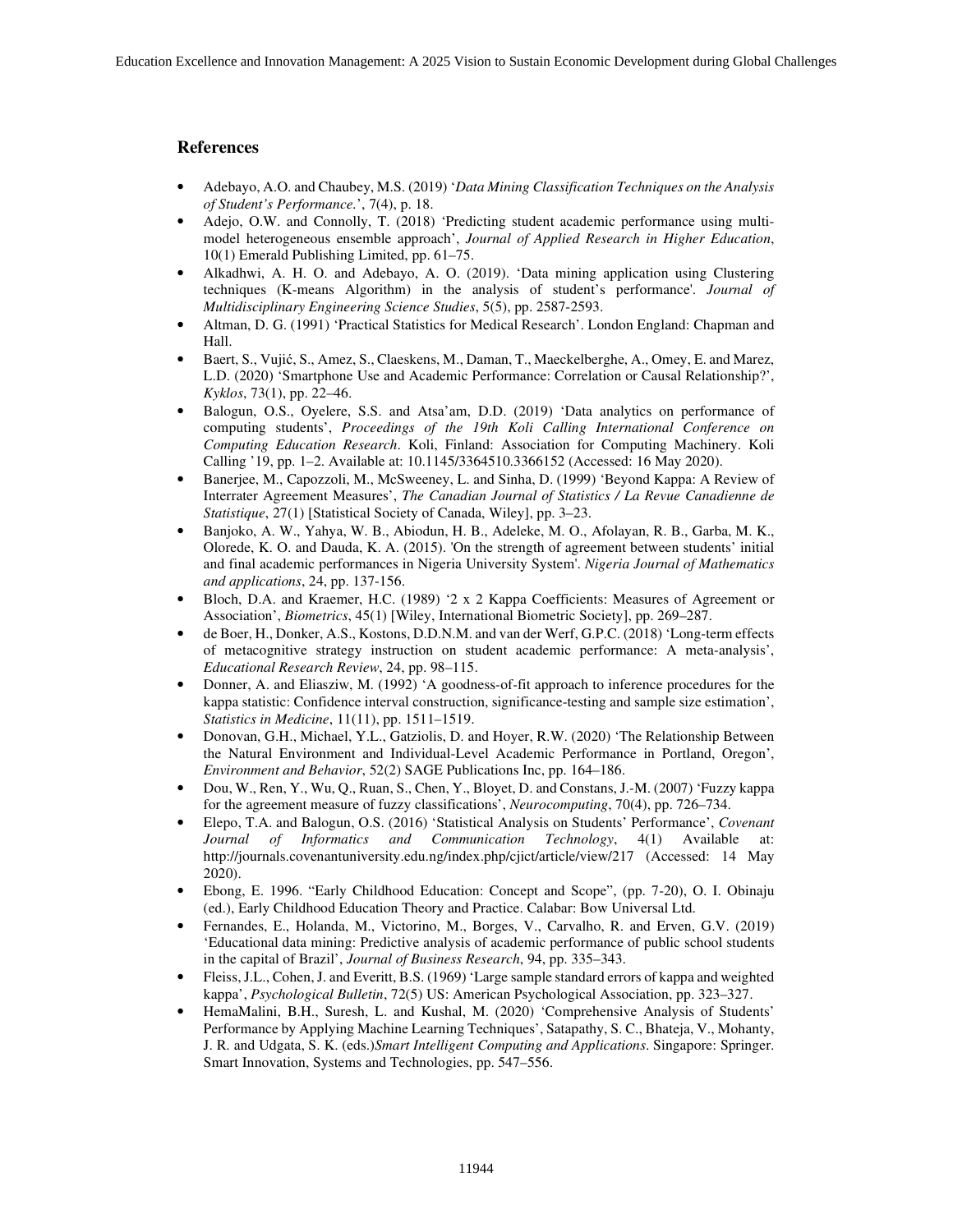## References

- Adebayo, A.O. and Chaubey, M.S. (2019) '*Data Mining Classification Techniques on the Analysis of Student's Performance.*', 7(4), p. 18.
- Adejo, O.W. and Connolly, T. (2018) 'Predicting student academic performance using multi-model heterogeneous ensemble approach', *Journal of Applied Research in Higher Education*, 10(1) Emerald Publishing Limited, pp. 61–75.
- Alkadhwi, A. H. O. and Adebayo, A. O. (2019). 'Data mining application using Clustering techniques (K-means Algorithm) in the analysis of student's performance'. *Journal of Multidisciplinary Engineering Science Studies*, 5(5), pp. 2587-2593.
- Altman, D. G. (1991) 'Practical Statistics for Medical Research'. London England: Chapman and Hall.
- Baert, S., Vujić, S., Amez, S., Claeskens, M., Daman, T., Maeckelberghe, A., Omey, E. and Marez, L.D. (2020) 'Smartphone Use and Academic Performance: Correlation or Causal Relationship?', *Kyklos*, 73(1), pp. 22–46.
- Balogun, O.S., Oyelere, S.S. and Atsa'am, D.D. (2019) 'Data analytics on performance of computing students', *Proceedings of the 19th Koli Calling International Conference on Computing Education Research*. Koli, Finland: Association for Computing Machinery. Koli Calling '19, pp. 1–2. Available at: 10.1145/3364510.3366152 (Accessed: 16 May 2020).
- Banerjee, M., Capozzoli, M., McSweeney, L. and Sinha, D. (1999) 'Beyond Kappa: A Review of Interrater Agreement Measures', *The Canadian Journal of Statistics / La Revue Canadienne de Statistique*, 27(1) [Statistical Society of Canada, Wiley], pp. 3–23.
- Banjoko, A. W., Yahya, W. B., Abiodun, H. B., Adeleke, M. O., Afolayan, R. B., Garba, M. K., Olorede, K. O. and Dauda, K. A. (2015). 'On the strength of agreement between students' initial and final academic performances in Nigeria University System'. *Nigeria Journal of Mathematics and applications*, 24, pp. 137-156.
- Bloch, D.A. and Kraemer, H.C. (1989) '2 x 2 Kappa Coefficients: Measures of Agreement or Association', *Biometrics*, 45(1) [Wiley, International Biometric Society], pp. 269–287.
- de Boer, H., Donker, A.S., Kostons, D.D.N.M. and van der Werf, G.P.C. (2018) 'Long-term effects of metacognitive strategy instruction on student academic performance: A meta-analysis', *Educational Research Review*, 24, pp. 98–115.
- Donner, A. and Eliasziw, M. (1992) 'A goodness-of-fit approach to inference procedures for the kappa statistic: Confidence interval construction, significance-testing and sample size estimation', *Statistics in Medicine*, 11(11), pp. 1511–1519.
- Donovan, G.H., Michael, Y.L., Gatziolis, D. and Hoyer, R.W. (2020) 'The Relationship Between the Natural Environment and Individual-Level Academic Performance in Portland, Oregon', *Environment and Behavior*, 52(2) SAGE Publications Inc, pp. 164–186.
- Dou, W., Ren, Y., Wu, Q., Ruan, S., Chen, Y., Bloyet, D. and Constans, J.-M. (2007) 'Fuzzy kappa for the agreement measure of fuzzy classifications', *Neurocomputing*, 70(4), pp. 726–734.
- Elepo, T.A. and Balogun, O.S. (2016) 'Statistical Analysis on Students' Performance', *Covenant Journal of Informatics and Communication Technology*, 4(1) Available at: http://journals.covenantuniversity.edu.ng/index.php/cjict/article/view/217 (Accessed: 14 May 2020).
- Ebong, E. 1996. "Early Childhood Education: Concept and Scope", (pp. 7-20), O. I. Obinaju (ed.), Early Childhood Education Theory and Practice. Calabar: Bow Universal Ltd.
- Fernandes, E., Holanda, M., Victorino, M., Borges, V., Carvalho, R. and Erven, G.V. (2019) 'Educational data mining: Predictive analysis of academic performance of public school students in the capital of Brazil', *Journal of Business Research*, 94, pp. 335–343.
- Fleiss, J.L., Cohen, J. and Everitt, B.S. (1969) 'Large sample standard errors of kappa and weighted kappa', *Psychological Bulletin*, 72(5) US: American Psychological Association, pp. 323–327.
- HemaMalini, B.H., Suresh, L. and Kushal, M. (2020) 'Comprehensive Analysis of Students' Performance by Applying Machine Learning Techniques', Satapathy, S. C., Bhateja, V., Mohanty, J. R. and Udgata, S. K. (eds.)*Smart Intelligent Computing and Applications*. Singapore: Springer. Smart Innovation, Systems and Technologies, pp. 547–556.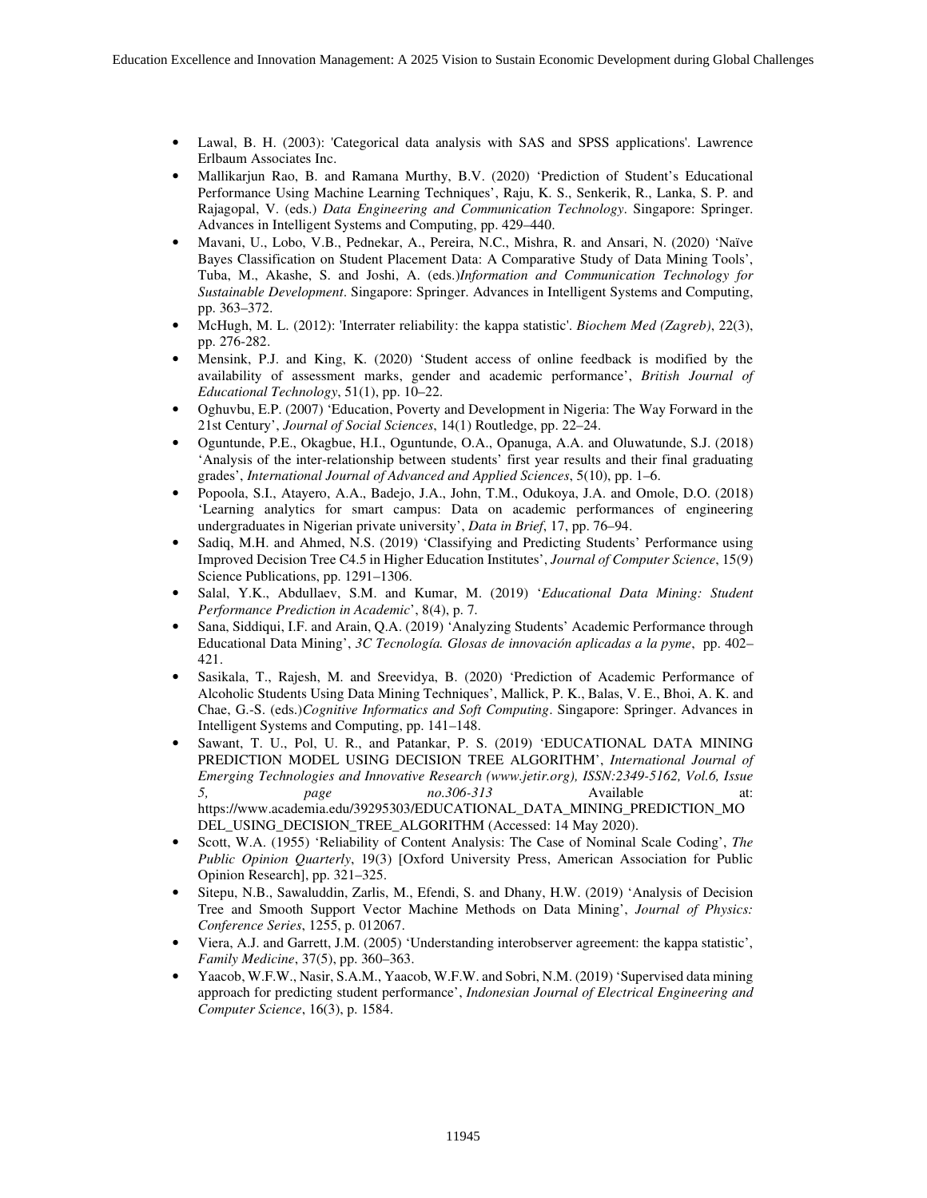- Lawal, B. H. (2003): 'Categorical data analysis with SAS and SPSS applications'. Lawrence Erlbaum Associates Inc.
- Mallikarjun Rao, B. and Ramana Murthy, B.V. (2020) 'Prediction of Student's Educational Performance Using Machine Learning Techniques', Raju, K. S., Senkerik, R., Lanka, S. P. and Rajagopal, V. (eds.) *Data Engineering and Communication Technology*. Singapore: Springer. Advances in Intelligent Systems and Computing, pp. 429–440.
- Mavani, U., Lobo, V.B., Pednekar, A., Pereira, N.C., Mishra, R. and Ansari, N. (2020) 'Naïve Bayes Classification on Student Placement Data: A Comparative Study of Data Mining Tools', Tuba, M., Akashe, S. and Joshi, A. (eds.)*Information and Communication Technology for Sustainable Development*. Singapore: Springer. Advances in Intelligent Systems and Computing, pp. 363–372.
- McHugh, M. L. (2012): 'Interrater reliability: the kappa statistic'. *Biochem Med (Zagreb)*, 22(3), pp. 276-282.
- Mensink, P.J. and King, K. (2020) 'Student access of online feedback is modified by the availability of assessment marks, gender and academic performance', *British Journal of Educational Technology*, 51(1), pp. 10–22.
- Oghuvbu, E.P. (2007) 'Education, Poverty and Development in Nigeria: The Way Forward in the 21st Century', *Journal of Social Sciences*, 14(1) Routledge, pp. 22–24.
- Oguntunde, P.E., Okagbue, H.I., Oguntunde, O.A., Opanuga, A.A. and Oluwatunde, S.J. (2018) 'Analysis of the inter-relationship between students' first year results and their final graduating grades', *International Journal of Advanced and Applied Sciences*, 5(10), pp. 1–6.
- Popoola, S.I., Atayero, A.A., Badejo, J.A., John, T.M., Odukoya, J.A. and Omole, D.O. (2018) 'Learning analytics for smart campus: Data on academic performances of engineering undergraduates in Nigerian private university', *Data in Brief*, 17, pp. 76–94.
- Sadiq, M.H. and Ahmed, N.S. (2019) 'Classifying and Predicting Students' Performance using Improved Decision Tree C4.5 in Higher Education Institutes', *Journal of Computer Science*, 15(9) Science Publications, pp. 1291–1306.
- Salal, Y.K., Abdullaev, S.M. and Kumar, M. (2019) '*Educational Data Mining: Student Performance Prediction in Academic*', 8(4), p. 7.
- Sana, Siddiqui, I.F. and Arain, Q.A. (2019) 'Analyzing Students' Academic Performance through Educational Data Mining', *3C Tecnología. Glosas de innovación aplicadas a la pyme*, pp. 402–421.
- Sasikala, T., Rajesh, M. and Sreevidya, B. (2020) 'Prediction of Academic Performance of Alcoholic Students Using Data Mining Techniques', Mallick, P. K., Balas, V. E., Bhoi, A. K. and Chae, G.-S. (eds.)*Cognitive Informatics and Soft Computing*. Singapore: Springer. Advances in Intelligent Systems and Computing, pp. 141–148.
- Sawant, T. U., Pol, U. R., and Patankar, P. S. (2019) 'EDUCATIONAL DATA MINING PREDICTION MODEL USING DECISION TREE ALGORITHM', *International Journal of Emerging Technologies and Innovative Research (www.jetir.org), ISSN:2349-5162, Vol.6, Issue 5, page no.306-313* Available at: https://www.academia.edu/39295303/EDUCATIONAL_DATA_MINING_PREDICTION_MODEL_USING_DECISION_TREE_ALGORITHM (Accessed: 14 May 2020).
- Scott, W.A. (1955) 'Reliability of Content Analysis: The Case of Nominal Scale Coding', *The Public Opinion Quarterly*, 19(3) [Oxford University Press, American Association for Public Opinion Research], pp. 321–325.
- Sitepu, N.B., Sawaluddin, Zarlis, M., Efendi, S. and Dhany, H.W. (2019) 'Analysis of Decision Tree and Smooth Support Vector Machine Methods on Data Mining', *Journal of Physics: Conference Series*, 1255, p. 012067.
- Viera, A.J. and Garrett, J.M. (2005) 'Understanding interobserver agreement: the kappa statistic', *Family Medicine*, 37(5), pp. 360–363.
- Yaacob, W.F.W., Nasir, S.A.M., Yaacob, W.F.W. and Sobri, N.M. (2019) 'Supervised data mining approach for predicting student performance', *Indonesian Journal of Electrical Engineering and Computer Science*, 16(3), p. 1584.